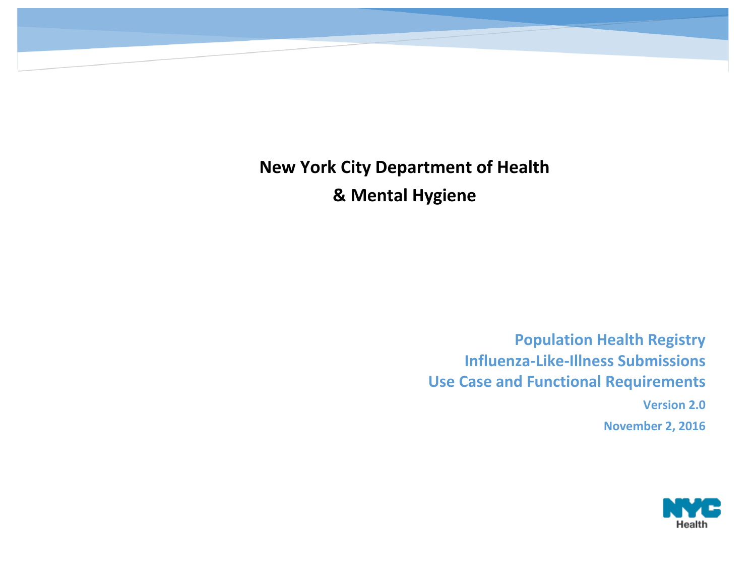# New York City Department of Health & Mental Hygiene

## Population Health Registry
## Influenza-Like-Illness Submissions
## Use Case and Functional Requirements

**Version 2.0**

**November 2, 2016**

NYC Health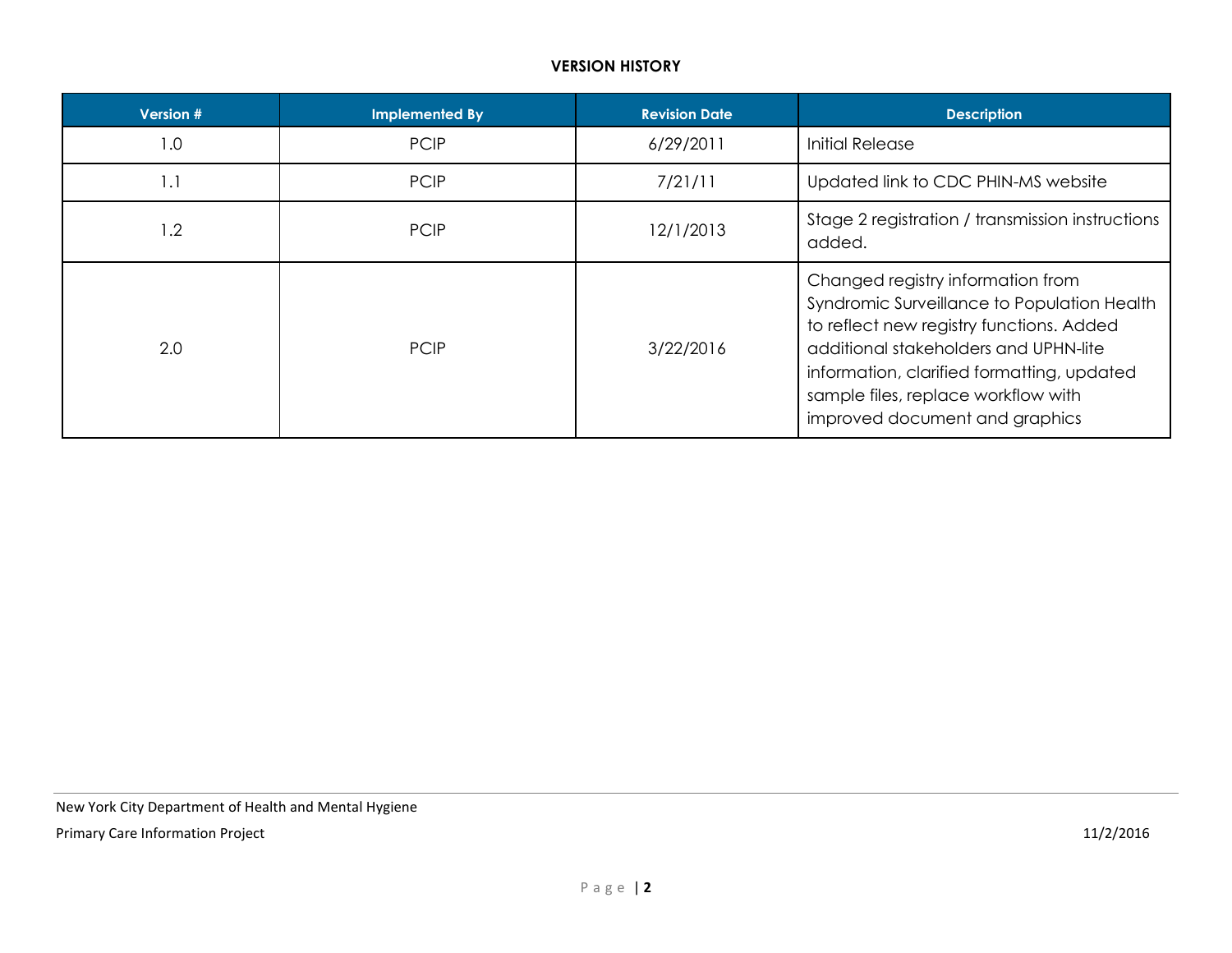**VERSION HISTORY**

| Version # | Implemented By | Revision Date | Description |
|---|---|---|---|
| 1.0 | PCIP | 6/29/2011 | Initial Release |
| 1.1 | PCIP | 7/21/11 | Updated link to CDC PHIN-MS website |
| 1.2 | PCIP | 12/1/2013 | Stage 2 registration / transmission instructions added. |
| 2.0 | PCIP | 3/22/2016 | Changed registry information from Syndromic Surveillance to Population Health to reflect new registry functions. Added additional stakeholders and UPHN-lite information, clarified formatting, updated sample files, replace workflow with improved document and graphics |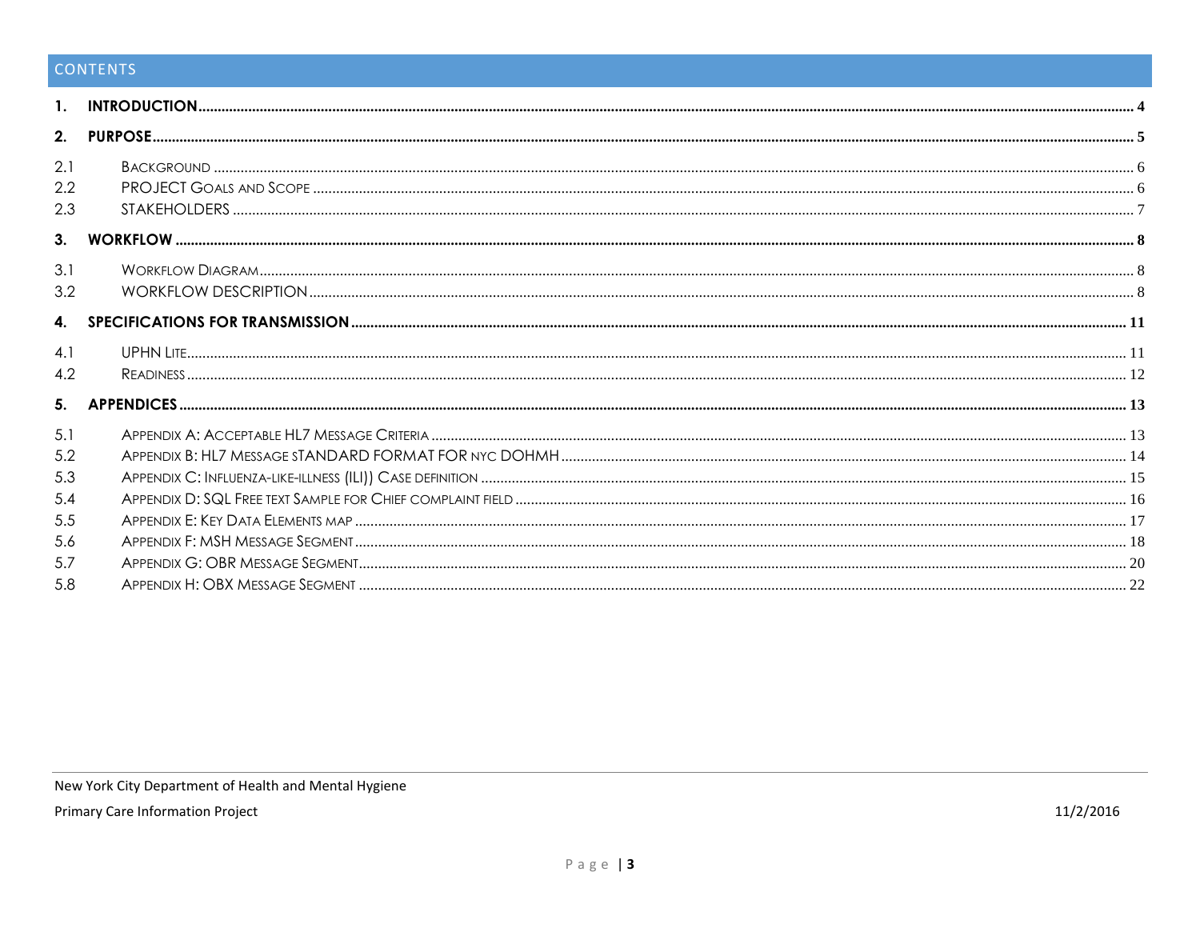# CONTENTS

1. **INTRODUCTION** ........ 4
2. **PURPOSE** ........ 5

2.1 BACKGROUND ........ 6
2.2 PROJECT GOALS AND SCOPE ........ 6
2.3 STAKEHOLDERS ........ 7

3. **WORKFLOW** ........ 8

3.1 WORKFLOW DIAGRAM ........ 8
3.2 WORKFLOW DESCRIPTION ........ 8

4. **SPECIFICATIONS FOR TRANSMISSION** ........ 11

4.1 UPHN LITE ........ 11
4.2 READINESS ........ 12

5. **APPENDICES** ........ 13

5.1 APPENDIX A: ACCEPTABLE HL7 MESSAGE CRITERIA ........ 13
5.2 APPENDIX B: HL7 MESSAGE STANDARD FORMAT FOR NYC DOHMH ........ 14
5.3 APPENDIX C: INFLUENZA-LIKE-ILLNESS (ILI)) CASE DEFINITION ........ 15
5.4 APPENDIX D: SQL FREE TEXT SAMPLE FOR CHIEF COMPLAINT FIELD ........ 16
5.5 APPENDIX E: KEY DATA ELEMENTS MAP ........ 17
5.6 APPENDIX F: MSH MESSAGE SEGMENT ........ 18
5.7 APPENDIX G: OBR MESSAGE SEGMENT ........ 20
5.8 APPENDIX H: OBX MESSAGE SEGMENT ........ 22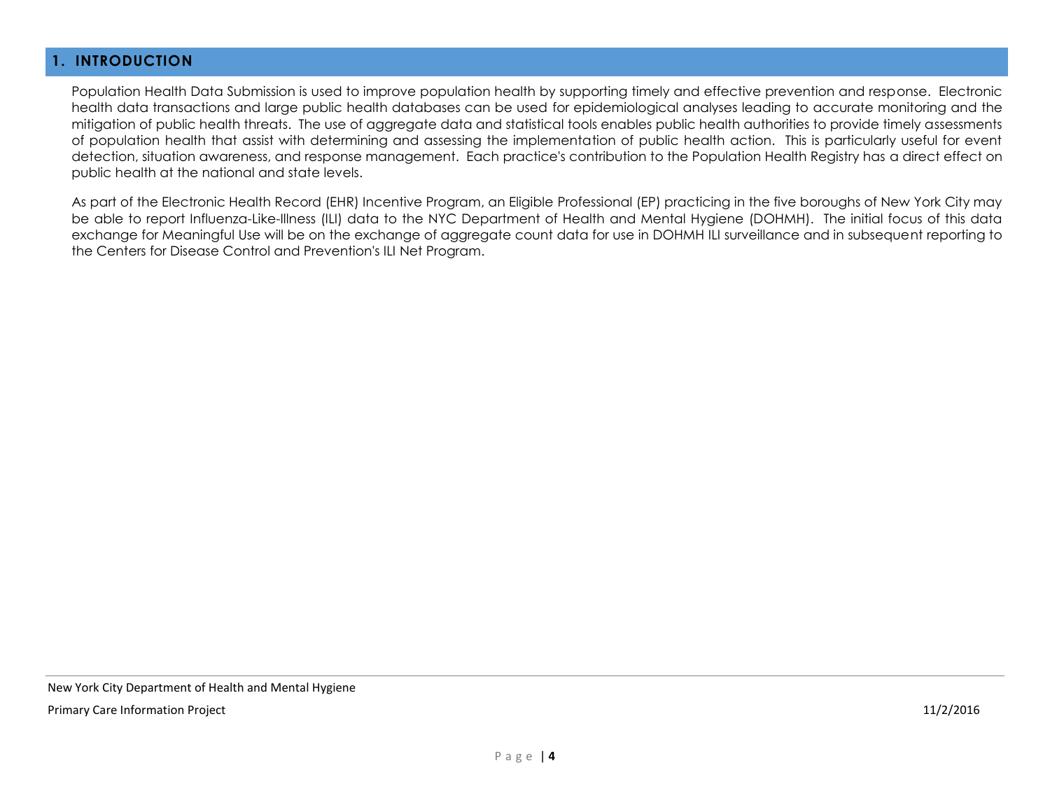# 1. INTRODUCTION

Population Health Data Submission is used to improve population health by supporting timely and effective prevention and response. Electronic health data transactions and large public health databases can be used for epidemiological analyses leading to accurate monitoring and the mitigation of public health threats. The use of aggregate data and statistical tools enables public health authorities to provide timely assessments of population health that assist with determining and assessing the implementation of public health action. This is particularly useful for event detection, situation awareness, and response management. Each practice's contribution to the Population Health Registry has a direct effect on public health at the national and state levels.

As part of the Electronic Health Record (EHR) Incentive Program, an Eligible Professional (EP) practicing in the five boroughs of New York City may be able to report Influenza-Like-Illness (ILI) data to the NYC Department of Health and Mental Hygiene (DOHMH). The initial focus of this data exchange for Meaningful Use will be on the exchange of aggregate count data for use in DOHMH ILI surveillance and in subsequent reporting to the Centers for Disease Control and Prevention's ILI Net Program.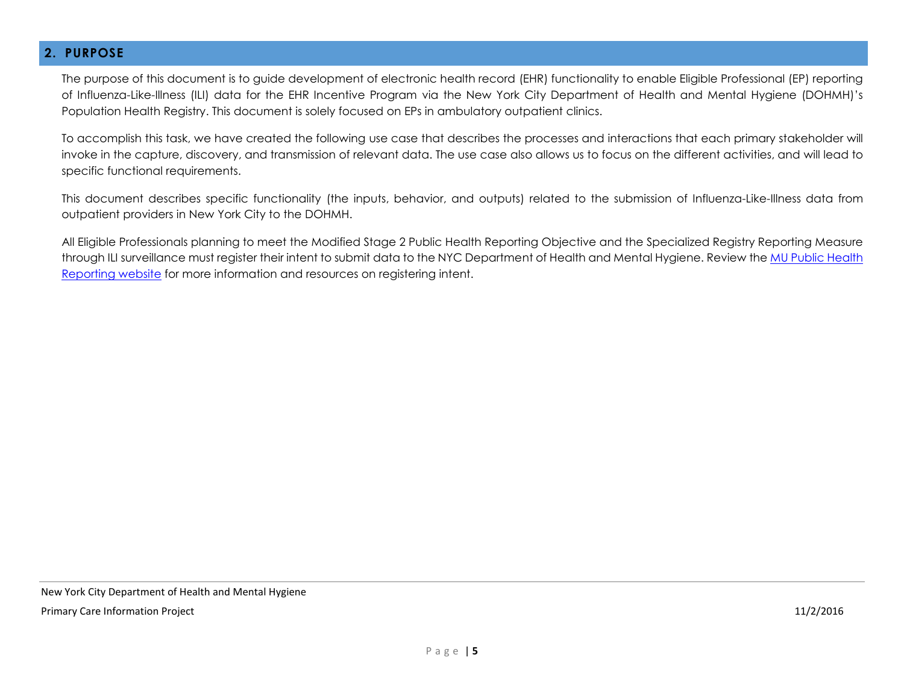## 2. PURPOSE

The purpose of this document is to guide development of electronic health record (EHR) functionality to enable Eligible Professional (EP) reporting of Influenza-Like-Illness (ILI) data for the EHR Incentive Program via the New York City Department of Health and Mental Hygiene (DOHMH)'s Population Health Registry. This document is solely focused on EPs in ambulatory outpatient clinics.

To accomplish this task, we have created the following use case that describes the processes and interactions that each primary stakeholder will invoke in the capture, discovery, and transmission of relevant data. The use case also allows us to focus on the different activities, and will lead to specific functional requirements.

This document describes specific functionality (the inputs, behavior, and outputs) related to the submission of Influenza-Like-Illness data from outpatient providers in New York City to the DOHMH.

All Eligible Professionals planning to meet the Modified Stage 2 Public Health Reporting Objective and the Specialized Registry Reporting Measure through ILI surveillance must register their intent to submit data to the NYC Department of Health and Mental Hygiene. Review the MU Public Health Reporting website for more information and resources on registering intent.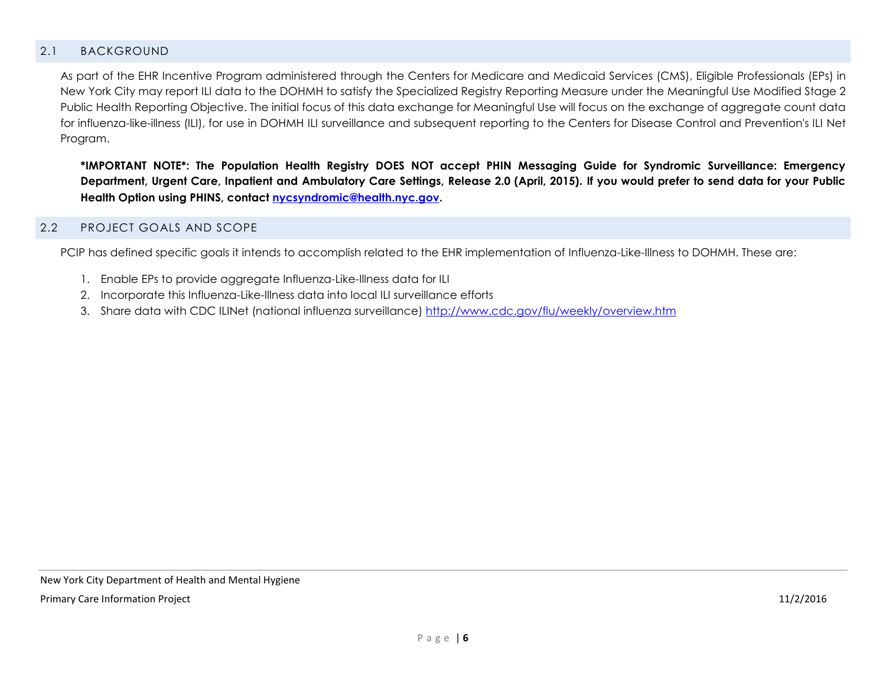## 2.1 BACKGROUND

As part of the EHR Incentive Program administered through the Centers for Medicare and Medicaid Services (CMS), Eligible Professionals (EPs) in New York City may report ILI data to the DOHMH to satisfy the Specialized Registry Reporting Measure under the Meaningful Use Modified Stage 2 Public Health Reporting Objective. The initial focus of this data exchange for Meaningful Use will focus on the exchange of aggregate count data for influenza-like-illness (ILI), for use in DOHMH ILI surveillance and subsequent reporting to the Centers for Disease Control and Prevention's ILI Net Program.

**\*IMPORTANT NOTE\*: The Population Health Registry DOES NOT accept PHIN Messaging Guide for Syndromic Surveillance: Emergency Department, Urgent Care, Inpatient and Ambulatory Care Settings, Release 2.0 (April, 2015). If you would prefer to send data for your Public Health Option using PHINS, contact nycsyndromic@health.nyc.gov.**

## 2.2 PROJECT GOALS AND SCOPE

PCIP has defined specific goals it intends to accomplish related to the EHR implementation of Influenza-Like-Illness to DOHMH. These are:

1. Enable EPs to provide aggregate Influenza-Like-Illness data for ILI
2. Incorporate this Influenza-Like-Illness data into local ILI surveillance efforts
3. Share data with CDC ILINet (national influenza surveillance) http://www.cdc.gov/flu/weekly/overview.htm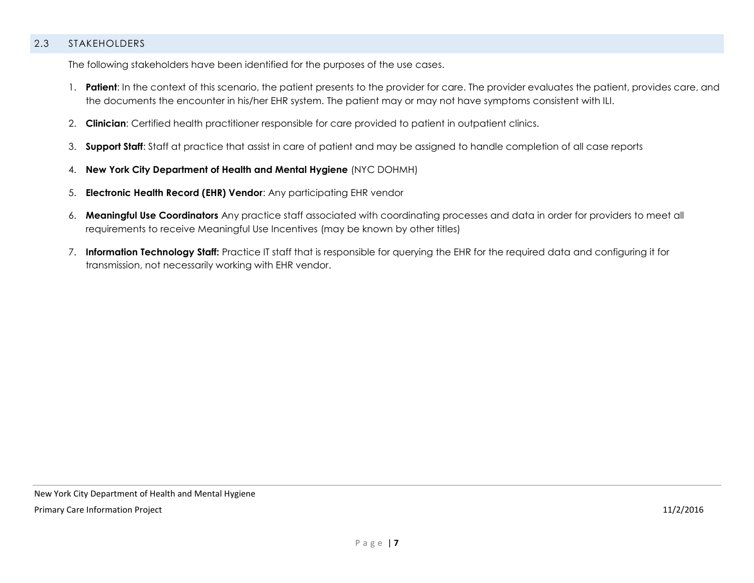## 2.3 STAKEHOLDERS

The following stakeholders have been identified for the purposes of the use cases.

1. **Patient**: In the context of this scenario, the patient presents to the provider for care. The provider evaluates the patient, provides care, and the documents the encounter in his/her EHR system. The patient may or may not have symptoms consistent with ILI.
2. **Clinician**: Certified health practitioner responsible for care provided to patient in outpatient clinics.
3. **Support Staff**: Staff at practice that assist in care of patient and may be assigned to handle completion of all case reports
4. **New York City Department of Health and Mental Hygiene** (NYC DOHMH)
5. **Electronic Health Record (EHR) Vendor**: Any participating EHR vendor
6. **Meaningful Use Coordinators** Any practice staff associated with coordinating processes and data in order for providers to meet all requirements to receive Meaningful Use Incentives (may be known by other titles)
7. **Information Technology Staff:** Practice IT staff that is responsible for querying the EHR for the required data and configuring it for transmission, not necessarily working with EHR vendor.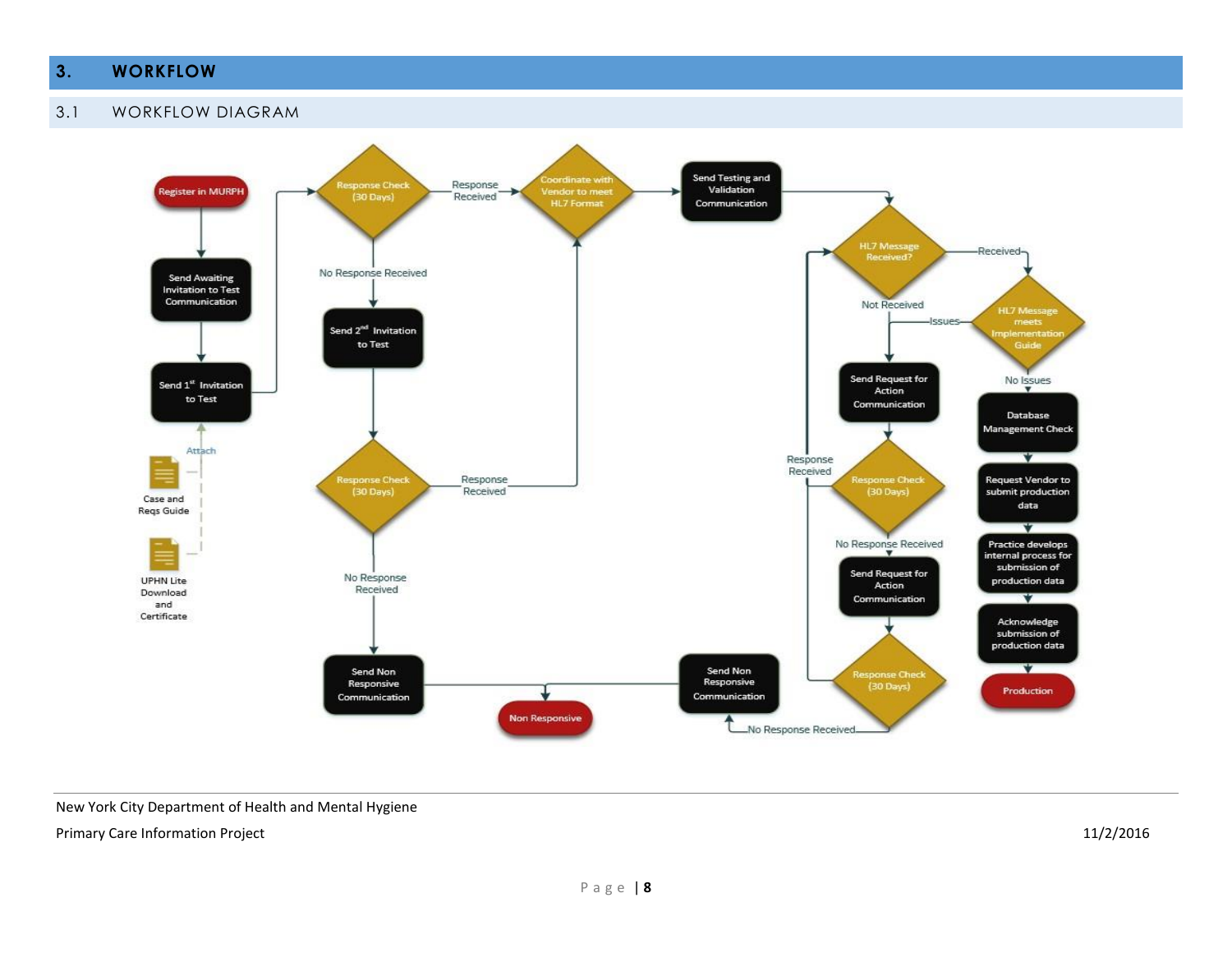# 3. WORKFLOW

## 3.1 WORKFLOW DIAGRAM

Register in MURPH

Send Awaiting Invitation to Test Communication

Send 1st Invitation to Test

Attach

Case and Reqs Guide

UPHN Lite Download and Certificate

Response Check (30 Days)

Response Received

No Response Received

Send 2nd Invitation to Test

Response Check (30 Days)

Response Received

No Response Received

Send Non Responsive Communication

Non Responsive

Coordinate with Vendor to meet HL7 Format

Send Testing and Validation Communication

HL7 Message Received?

Received

Not Received

HL7 Message meets Implementation Guide

Issues

No Issues

Send Request for Action Communication

Response Check (30 Days)

Response Received

No Response Received

Send Request for Action Communication

Response Check (30 Days)

No Response Received

Send Non Responsive Communication

Database Management Check

Request Vendor to submit production data

Practice develops internal process for submission of production data

Acknowledge submission of production data

Production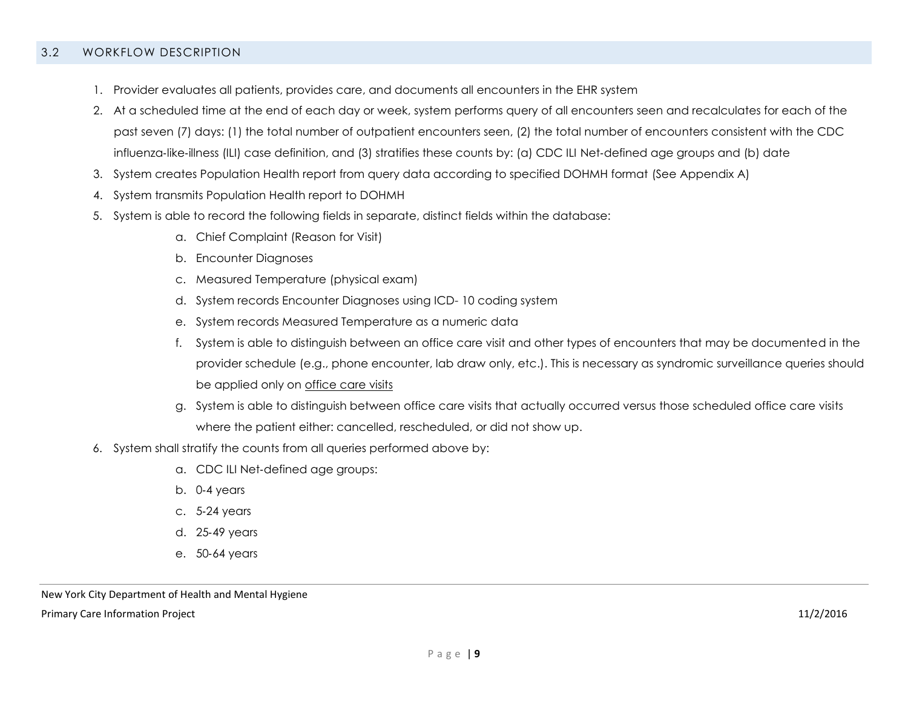## 3.2 WORKFLOW DESCRIPTION

1. Provider evaluates all patients, provides care, and documents all encounters in the EHR system
2. At a scheduled time at the end of each day or week, system performs query of all encounters seen and recalculates for each of the past seven (7) days: (1) the total number of outpatient encounters seen, (2) the total number of encounters consistent with the CDC influenza-like-illness (ILI) case definition, and (3) stratifies these counts by: (a) CDC ILI Net-defined age groups and (b) date
3. System creates Population Health report from query data according to specified DOHMH format (See Appendix A)
4. System transmits Population Health report to DOHMH
5. System is able to record the following fields in separate, distinct fields within the database:
    a. Chief Complaint (Reason for Visit)
    b. Encounter Diagnoses
    c. Measured Temperature (physical exam)
    d. System records Encounter Diagnoses using ICD- 10 coding system
    e. System records Measured Temperature as a numeric data
    f. System is able to distinguish between an office care visit and other types of encounters that may be documented in the provider schedule (e.g., phone encounter, lab draw only, etc.). This is necessary as syndromic surveillance queries should be applied only on <u>office care visits</u>
    g. System is able to distinguish between office care visits that actually occurred versus those scheduled office care visits where the patient either: cancelled, rescheduled, or did not show up.
6. System shall stratify the counts from all queries performed above by:
    a. CDC ILI Net-defined age groups:
    b. 0-4 years
    c. 5-24 years
    d. 25-49 years
    e. 50-64 years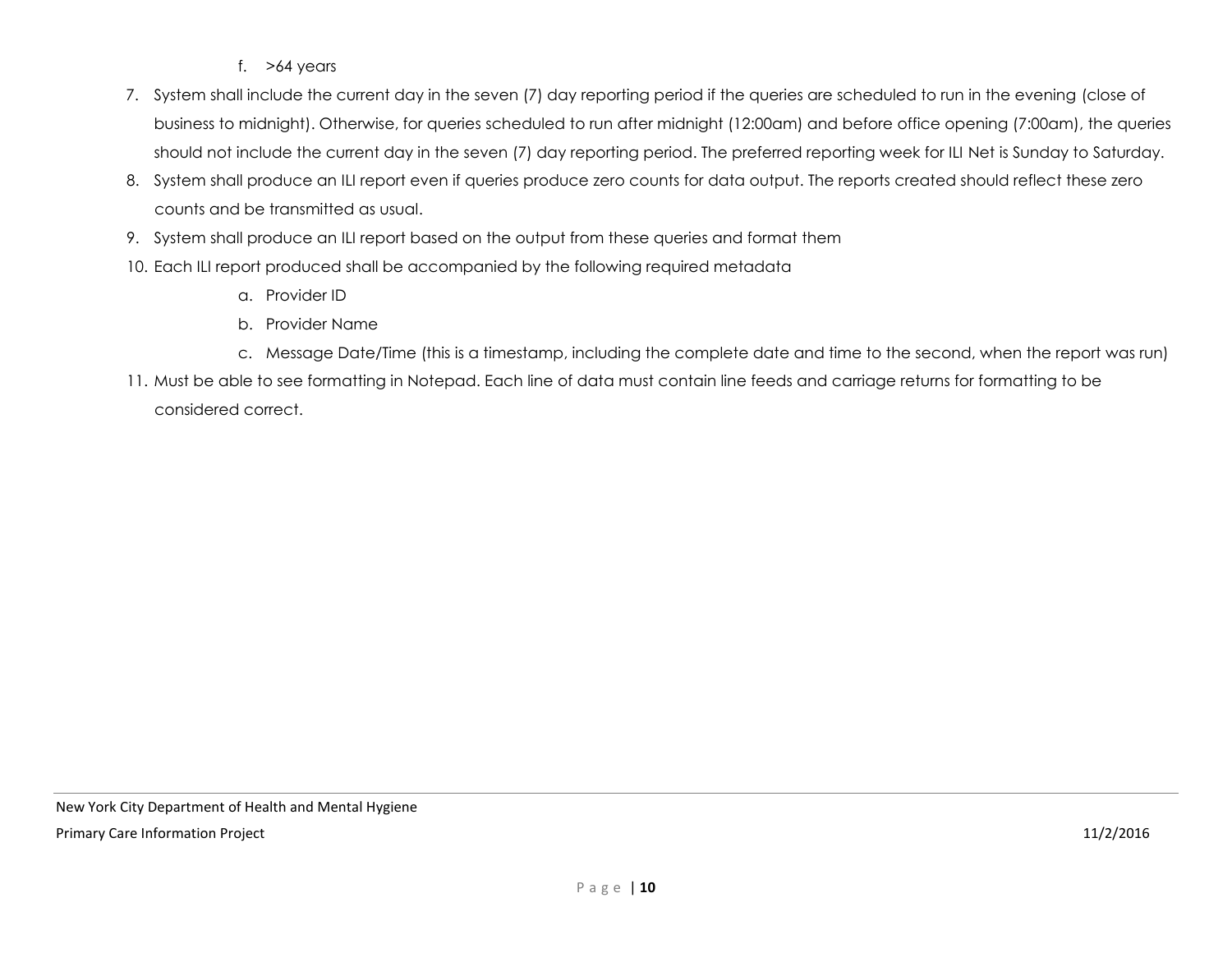f. >64 years

7. System shall include the current day in the seven (7) day reporting period if the queries are scheduled to run in the evening (close of business to midnight). Otherwise, for queries scheduled to run after midnight (12:00am) and before office opening (7:00am), the queries should not include the current day in the seven (7) day reporting period. The preferred reporting week for ILI Net is Sunday to Saturday.
8. System shall produce an ILI report even if queries produce zero counts for data output. The reports created should reflect these zero counts and be transmitted as usual.
9. System shall produce an ILI report based on the output from these queries and format them
10. Each ILI report produced shall be accompanied by the following required metadata
    a. Provider ID
    b. Provider Name
    c. Message Date/Time (this is a timestamp, including the complete date and time to the second, when the report was run)
11. Must be able to see formatting in Notepad. Each line of data must contain line feeds and carriage returns for formatting to be considered correct.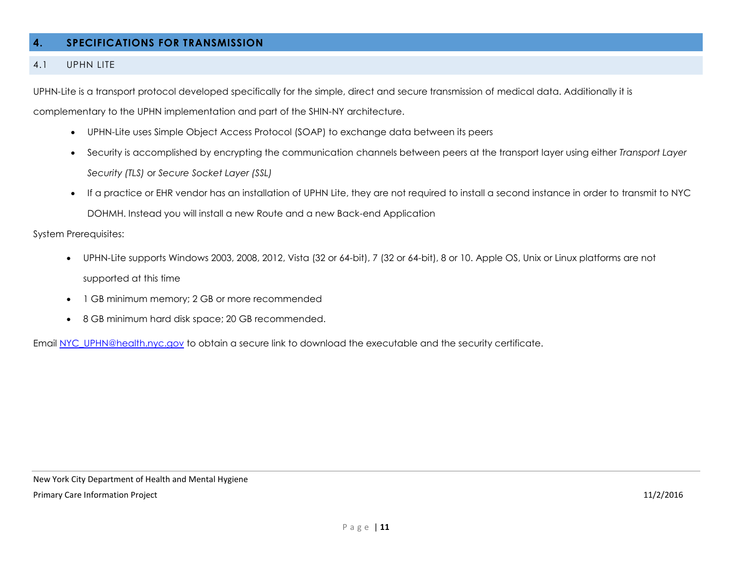# 4. SPECIFICATIONS FOR TRANSMISSION

## 4.1 UPHN LITE

UPHN-Lite is a transport protocol developed specifically for the simple, direct and secure transmission of medical data. Additionally it is complementary to the UPHN implementation and part of the SHIN-NY architecture.

- UPHN-Lite uses Simple Object Access Protocol (SOAP) to exchange data between its peers
- Security is accomplished by encrypting the communication channels between peers at the transport layer using either *Transport Layer Security (TLS)* or *Secure Socket Layer (SSL)*
- If a practice or EHR vendor has an installation of UPHN Lite, they are not required to install a second instance in order to transmit to NYC DOHMH. Instead you will install a new Route and a new Back-end Application

System Prerequisites:

- UPHN-Lite supports Windows 2003, 2008, 2012, Vista (32 or 64-bit), 7 (32 or 64-bit), 8 or 10. Apple OS, Unix or Linux platforms are not supported at this time
- 1 GB minimum memory; 2 GB or more recommended
- 8 GB minimum hard disk space; 20 GB recommended.

Email [NYC_UPHN@health.nyc.gov](mailto:NYC_UPHN@health.nyc.gov) to obtain a secure link to download the executable and the security certificate.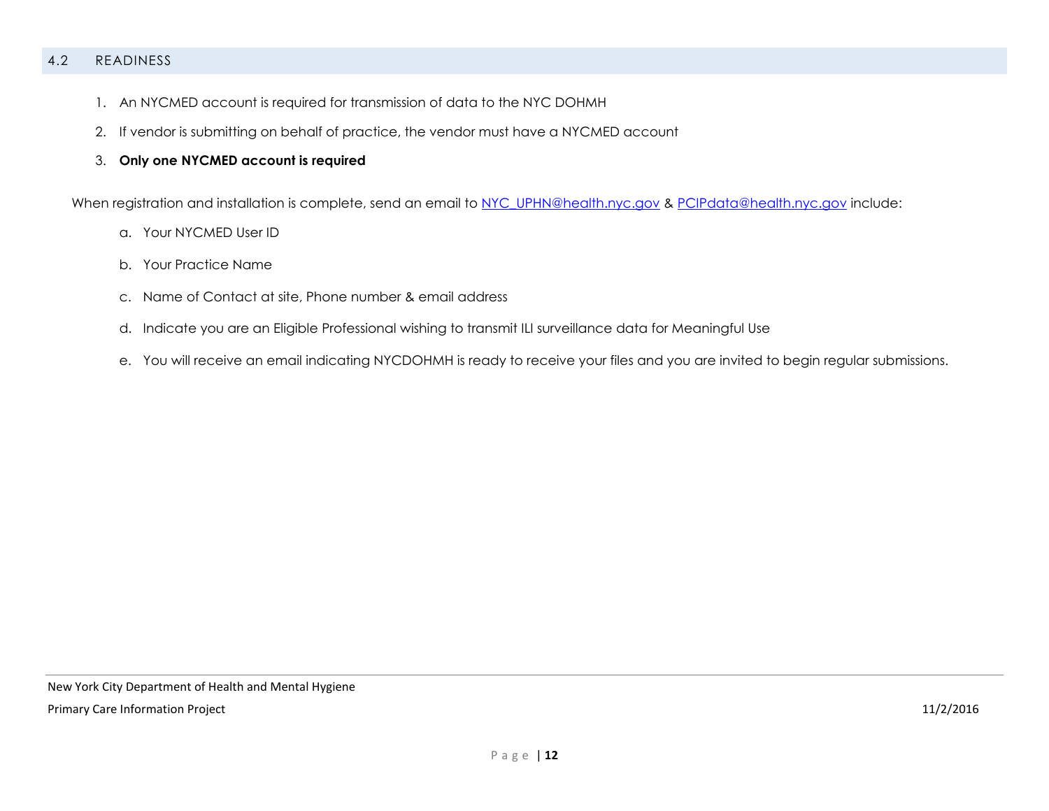## 4.2 READINESS

1. An NYCMED account is required for transmission of data to the NYC DOHMH
2. If vendor is submitting on behalf of practice, the vendor must have a NYCMED account
3. **Only one NYCMED account is required**

When registration and installation is complete, send an email to NYC_UPHN@health.nyc.gov & PCIPdata@health.nyc.gov include:

a. Your NYCMED User ID

b. Your Practice Name

c. Name of Contact at site, Phone number & email address

d. Indicate you are an Eligible Professional wishing to transmit ILI surveillance data for Meaningful Use

e. You will receive an email indicating NYCDOHMH is ready to receive your files and you are invited to begin regular submissions.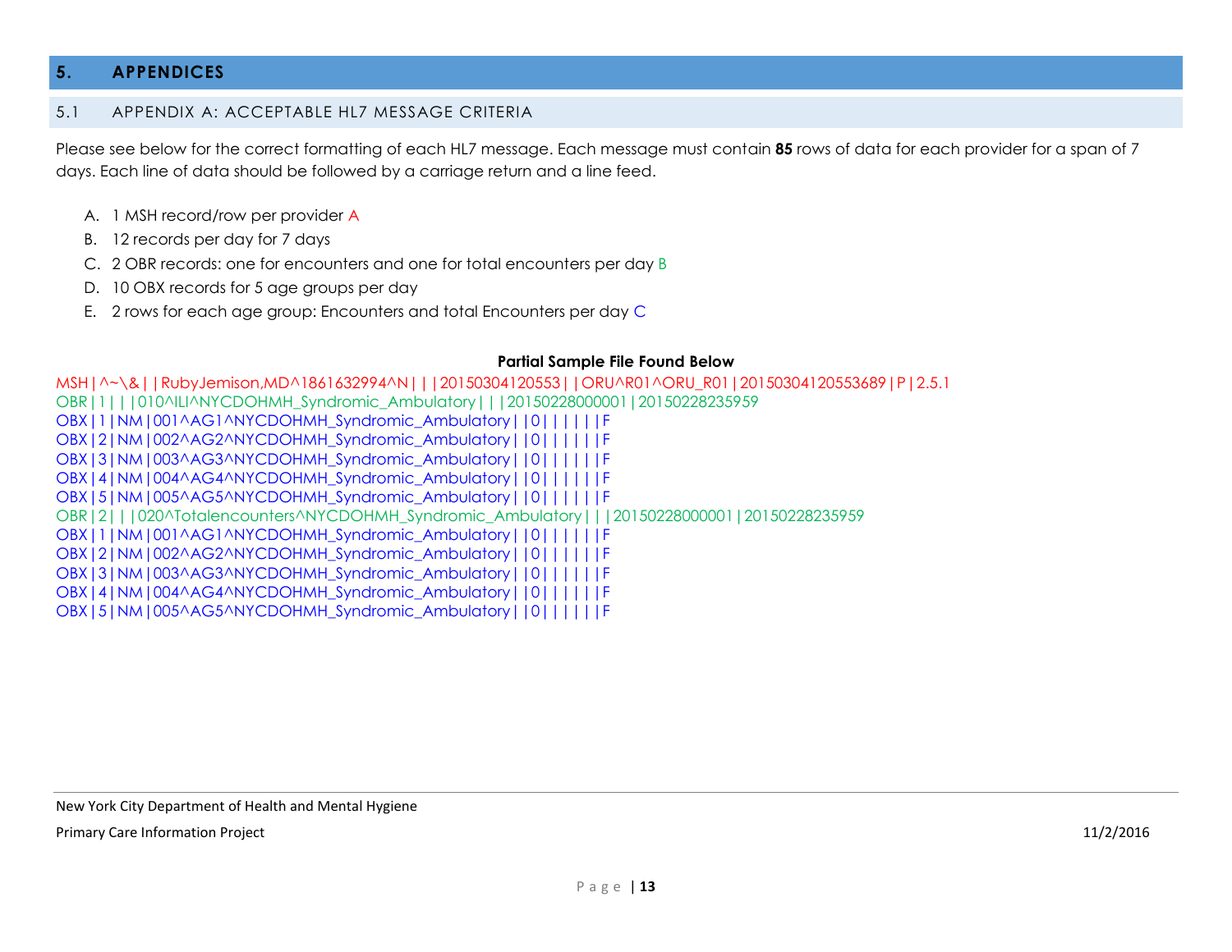## 5. APPENDICES

### 5.1 APPENDIX A: ACCEPTABLE HL7 MESSAGE CRITERIA

Please see below for the correct formatting of each HL7 message. Each message must contain **85** rows of data for each provider for a span of 7 days. Each line of data should be followed by a carriage return and a line feed.

A. 1 MSH record/row per provider A
B. 12 records per day for 7 days
C. 2 OBR records: one for encounters and one for total encounters per day B
D. 10 OBX records for 5 age groups per day
E. 2 rows for each age group: Encounters and total Encounters per day C

**Partial Sample File Found Below**

```
MSH|^~\&||RubyJemison,MD^1861632994^N|||20150304120553||ORU^R01^ORU_R01|20150304120553689|P|2.5.1
OBR|1|||010^ILI^NYCDOHMH_Syndromic_Ambulatory|||20150228000001|20150228235959
OBX|1|NM|001^AG1^NYCDOHMH_Syndromic_Ambulatory||0||||||F
OBX|2|NM|002^AG2^NYCDOHMH_Syndromic_Ambulatory||0||||||F
OBX|3|NM|003^AG3^NYCDOHMH_Syndromic_Ambulatory||0||||||F
OBX|4|NM|004^AG4^NYCDOHMH_Syndromic_Ambulatory||0||||||F
OBX|5|NM|005^AG5^NYCDOHMH_Syndromic_Ambulatory||0||||||F
OBR|2|||020^Totalencounters^NYCDOHMH_Syndromic_Ambulatory|||20150228000001|20150228235959
OBX|1|NM|001^AG1^NYCDOHMH_Syndromic_Ambulatory||0||||||F
OBX|2|NM|002^AG2^NYCDOHMH_Syndromic_Ambulatory||0||||||F
OBX|3|NM|003^AG3^NYCDOHMH_Syndromic_Ambulatory||0||||||F
OBX|4|NM|004^AG4^NYCDOHMH_Syndromic_Ambulatory||0||||||F
OBX|5|NM|005^AG5^NYCDOHMH_Syndromic_Ambulatory||0||||||F
```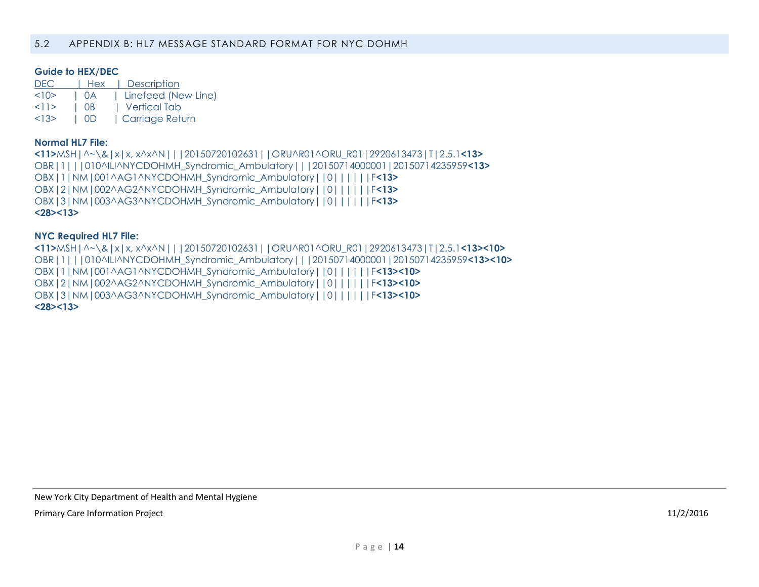## 5.2 APPENDIX B: HL7 MESSAGE STANDARD FORMAT FOR NYC DOHMH

**Guide to HEX/DEC**

| DEC | Hex | Description |
| --- | --- | --- |
| <10> | 0A | Linefeed (New Line) |
| <11> | 0B | Vertical Tab |
| <13> | 0D | Carriage Return |

**Normal HL7 File:**

**<11>**MSH|^~\&|x|x|x, x^x^N|||20150720102631||ORU^R01^ORU_R01|2920613473|T|2.5.1**<13>**
OBR|1|||010^ILI^NYCDOHMH_Syndromic_Ambulatory|||20150714000001|20150714235959**<13>**
OBX|1|NM|001^AG1^NYCDOHMH_Syndromic_Ambulatory||0||||||F**<13>**
OBX|2|NM|002^AG2^NYCDOHMH_Syndromic_Ambulatory||0||||||F**<13>**
OBX|3|NM|003^AG3^NYCDOHMH_Syndromic_Ambulatory||0||||||F**<13>**
**<28><13>**

**NYC Required HL7 File:**

**<11>**MSH|^~\&|x|x|x, x^x^N|||20150720102631||ORU^R01^ORU_R01|2920613473|T|2.5.1**<13><10>**
OBR|1|||010^ILI^NYCDOHMH_Syndromic_Ambulatory|||20150714000001|20150714235959**<13><10>**
OBX|1|NM|001^AG1^NYCDOHMH_Syndromic_Ambulatory||0||||||F**<13><10>**
OBX|2|NM|002^AG2^NYCDOHMH_Syndromic_Ambulatory||0||||||F**<13><10>**
OBX|3|NM|003^AG3^NYCDOHMH_Syndromic_Ambulatory||0||||||F**<13><10>**
**<28><13>**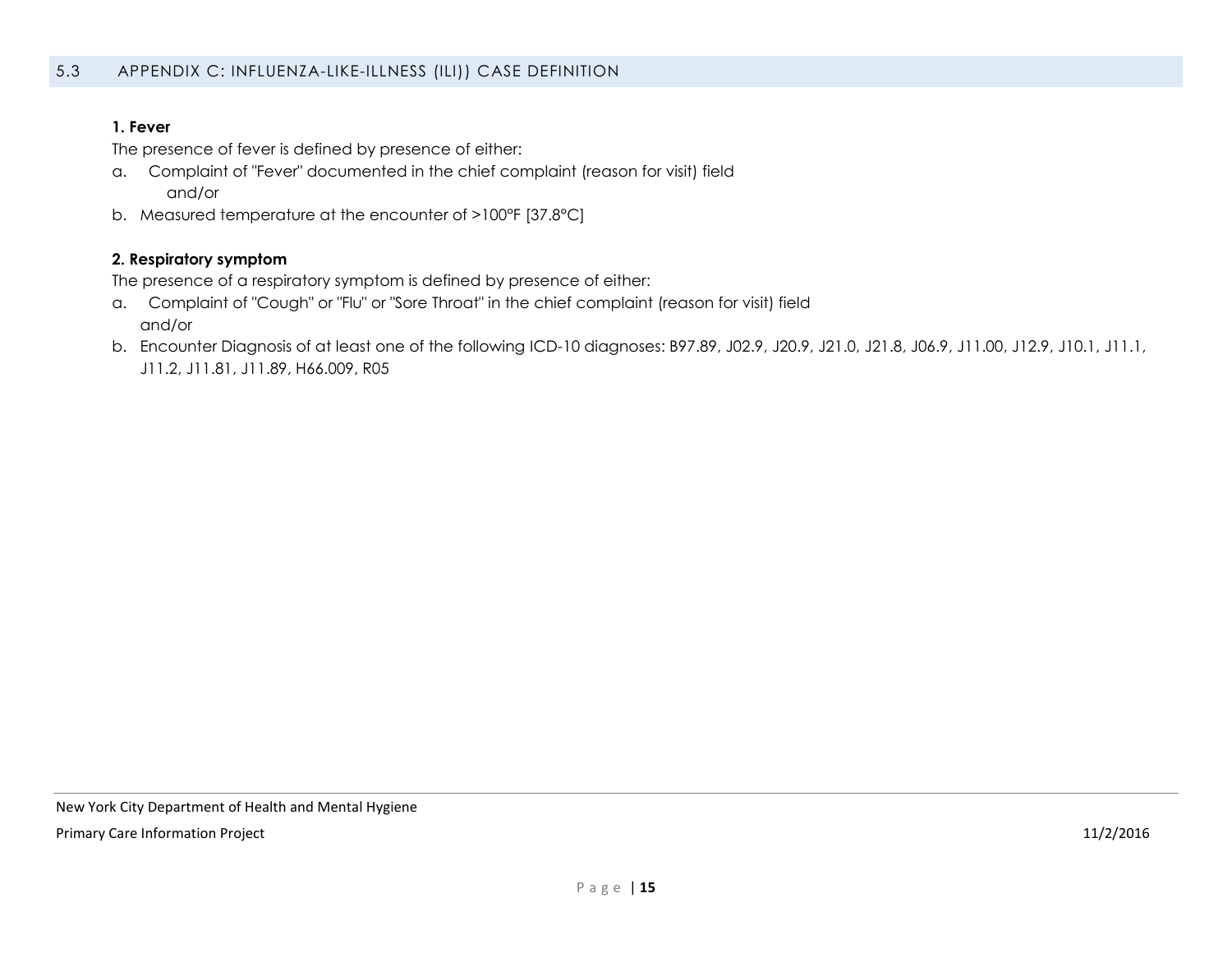## 5.3 APPENDIX C: INFLUENZA-LIKE-ILLNESS (ILI)) CASE DEFINITION

**1. Fever**

The presence of fever is defined by presence of either:

a. Complaint of "Fever" documented in the chief complaint (reason for visit) field
   and/or
b. Measured temperature at the encounter of >100°F [37.8°C]

**2. Respiratory symptom**

The presence of a respiratory symptom is defined by presence of either:

a. Complaint of "Cough" or "Flu" or "Sore Throat" in the chief complaint (reason for visit) field
   and/or
b. Encounter Diagnosis of at least one of the following ICD-10 diagnoses: B97.89, J02.9, J20.9, J21.0, J21.8, J06.9, J11.00, J12.9, J10.1, J11.1, J11.2, J11.81, J11.89, H66.009, R05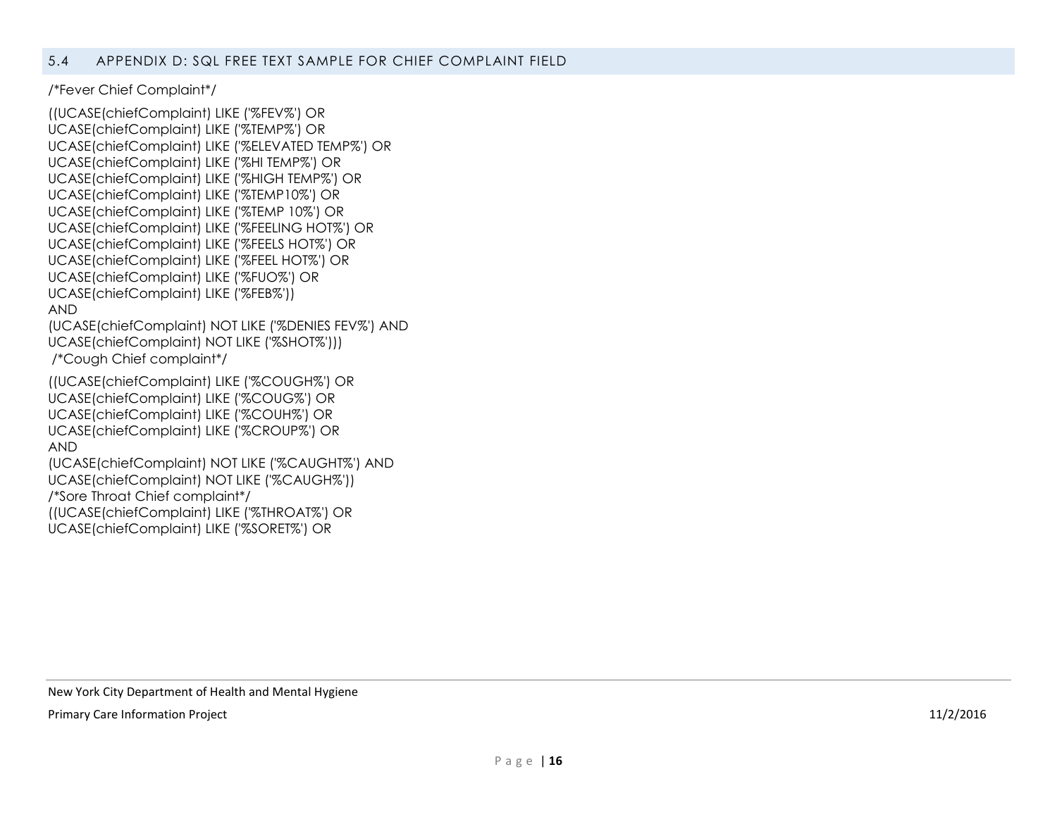## 5.4 APPENDIX D: SQL FREE TEXT SAMPLE FOR CHIEF COMPLAINT FIELD

```
/*Fever Chief Complaint*/

((UCASE(chiefComplaint) LIKE ('%FEV%') OR
UCASE(chiefComplaint) LIKE ('%TEMP%') OR
UCASE(chiefComplaint) LIKE ('%ELEVATED TEMP%') OR
UCASE(chiefComplaint) LIKE ('%HI TEMP%') OR
UCASE(chiefComplaint) LIKE ('%HIGH TEMP%') OR
UCASE(chiefComplaint) LIKE ('%TEMP10%') OR
UCASE(chiefComplaint) LIKE ('%TEMP 10%') OR
UCASE(chiefComplaint) LIKE ('%FEELING HOT%') OR
UCASE(chiefComplaint) LIKE ('%FEELS HOT%') OR
UCASE(chiefComplaint) LIKE ('%FEEL HOT%') OR
UCASE(chiefComplaint) LIKE ('%FUO%') OR
UCASE(chiefComplaint) LIKE ('%FEB%'))
AND
(UCASE(chiefComplaint) NOT LIKE ('%DENIES FEV%') AND
UCASE(chiefComplaint) NOT LIKE ('%SHOT%')))
/*Cough Chief complaint*/

((UCASE(chiefComplaint) LIKE ('%COUGH%') OR
UCASE(chiefComplaint) LIKE ('%COUG%') OR
UCASE(chiefComplaint) LIKE ('%COUH%') OR
UCASE(chiefComplaint) LIKE ('%CROUP%') OR
AND
(UCASE(chiefComplaint) NOT LIKE ('%CAUGHT%') AND
UCASE(chiefComplaint) NOT LIKE ('%CAUGH%'))
/*Sore Throat Chief complaint*/
((UCASE(chiefComplaint) LIKE ('%THROAT%') OR
UCASE(chiefComplaint) LIKE ('%SORET%') OR
```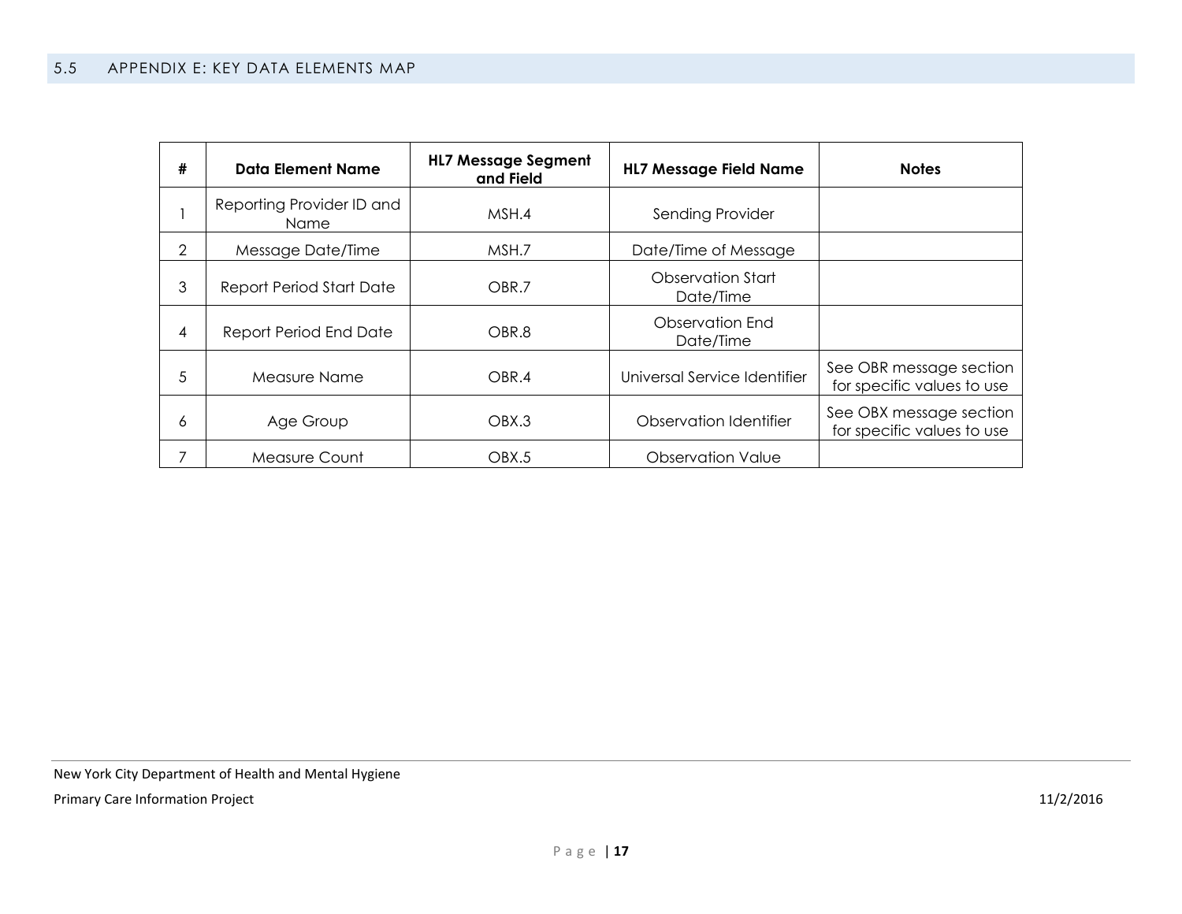## 5.5 APPENDIX E: KEY DATA ELEMENTS MAP

| # | Data Element Name | HL7 Message Segment and Field | HL7 Message Field Name | Notes |
|---|---|---|---|---|
| 1 | Reporting Provider ID and Name | MSH.4 | Sending Provider | |
| 2 | Message Date/Time | MSH.7 | Date/Time of Message | |
| 3 | Report Period Start Date | OBR.7 | Observation Start Date/Time | |
| 4 | Report Period End Date | OBR.8 | Observation End Date/Time | |
| 5 | Measure Name | OBR.4 | Universal Service Identifier | See OBR message section for specific values to use |
| 6 | Age Group | OBX.3 | Observation Identifier | See OBX message section for specific values to use |
| 7 | Measure Count | OBX.5 | Observation Value | |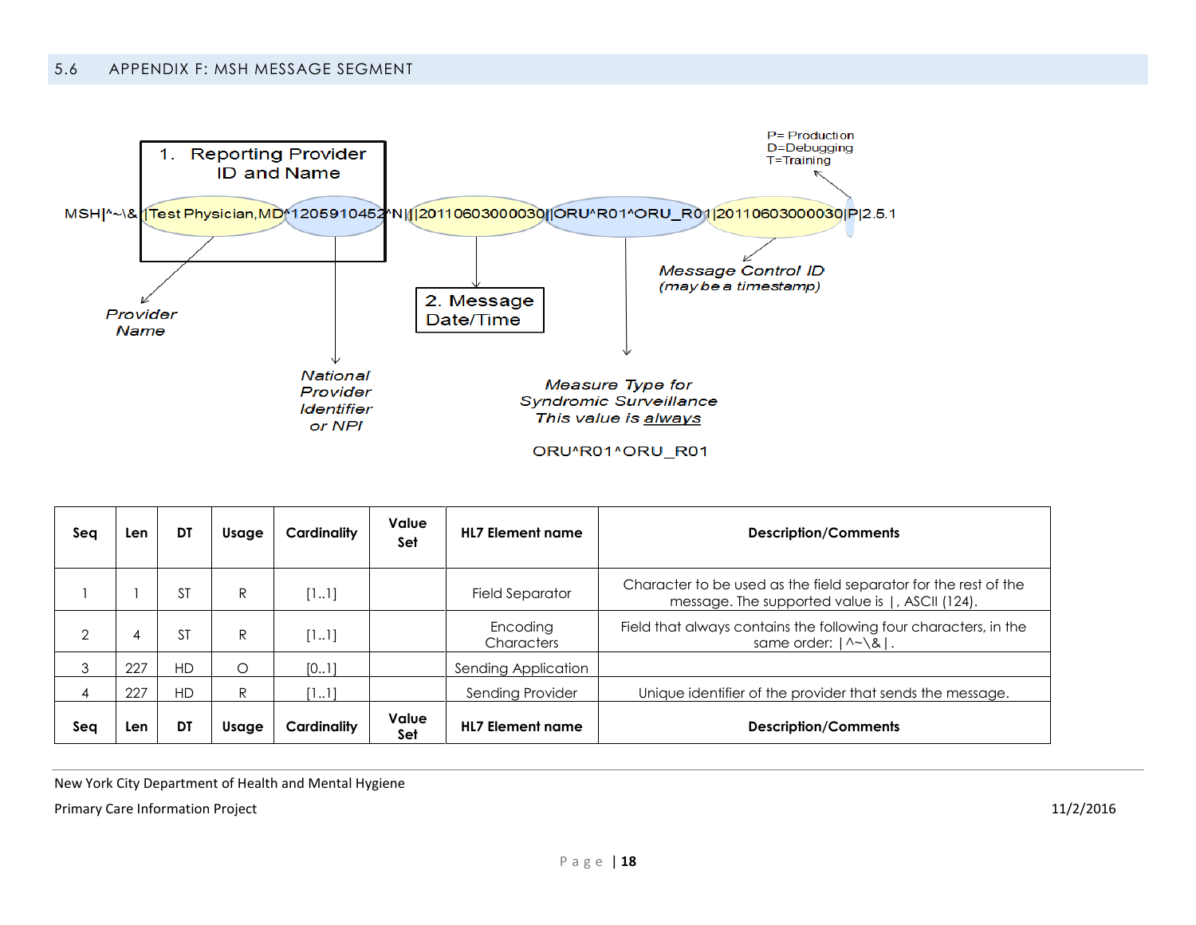## 5.6 APPENDIX F: MSH MESSAGE SEGMENT

1. Reporting Provider ID and Name

P= Production
D=Debugging
T=Training

MSH|^~\&||Test Physician,MD^1205910452^N|||20110603000030||ORU^R01^ORU_R01|20110603000030|P|2.5.1

Provider Name

National Provider Identifier or NPI

2. Message Date/Time

Message Control ID (may be a timestamp)

Measure Type for Syndromic Surveillance This value is always

ORU^R01^ORU_R01

| Seq | Len | DT | Usage | Cardinality | Value Set | HL7 Element name | Description/Comments |
|---|---|---|---|---|---|---|---|
| 1 | 1 | ST | R | [1..1] | | Field Separator | Character to be used as the field separator for the rest of the message. The supported value is \|, ASCII (124). |
| 2 | 4 | ST | R | [1..1] | | Encoding Characters | Field that always contains the following four characters, in the same order: \|^~\&\|. |
| 3 | 227 | HD | O | [0..1] | | Sending Application | |
| 4 | 227 | HD | R | [1..1] | | Sending Provider | Unique identifier of the provider that sends the message. |
| **Seq** | **Len** | **DT** | **Usage** | **Cardinality** | **Value Set** | **HL7 Element name** | **Description/Comments** |

New York City Department of Health and Mental Hygiene

Primary Care Information Project 11/2/2016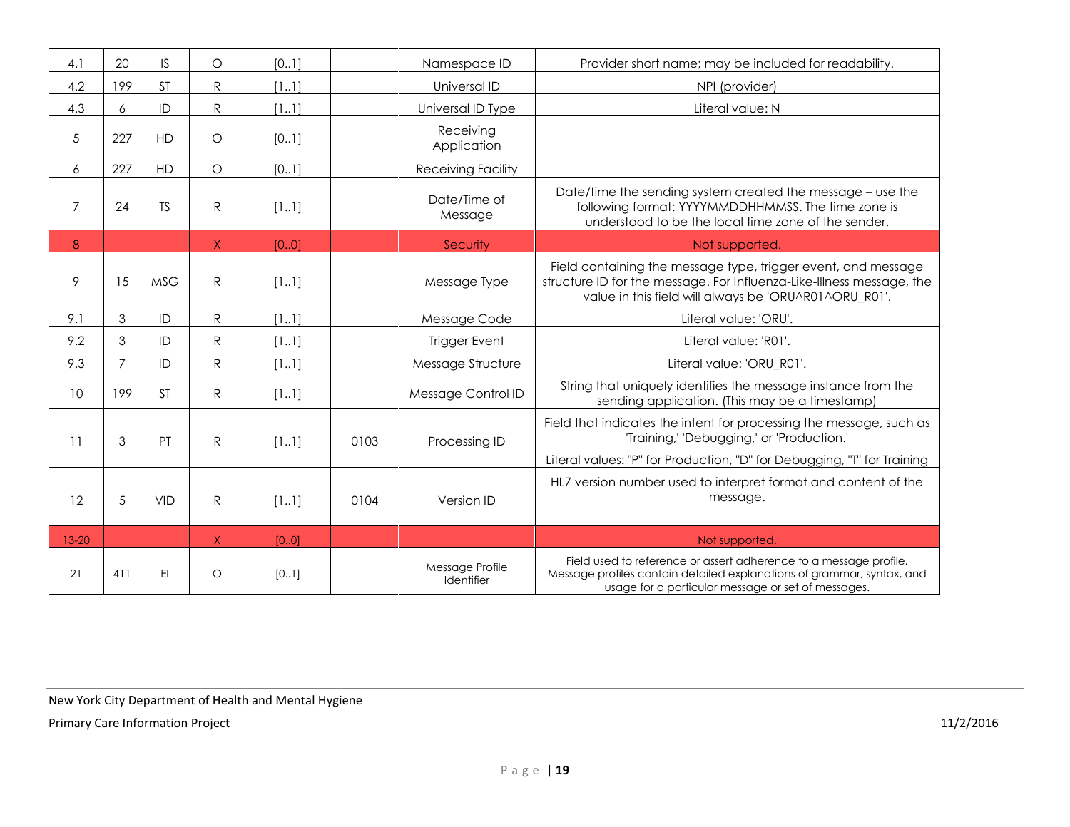| | | | | | | | |
|---|---|---|---|---|---|---|---|
| 4.1 | 20 | IS | O | [0..1] | | Namespace ID | Provider short name; may be included for readability. |
| 4.2 | 199 | ST | R | [1..1] | | Universal ID | NPI (provider) |
| 4.3 | 6 | ID | R | [1..1] | | Universal ID Type | Literal value: N |
| 5 | 227 | HD | O | [0..1] | | Receiving Application | |
| 6 | 227 | HD | O | [0..1] | | Receiving Facility | |
| 7 | 24 | TS | R | [1..1] | | Date/Time of Message | Date/time the sending system created the message – use the following format: YYYYMMDDHHMMSS. The time zone is understood to be the local time zone of the sender. |
| 8 | | | X | [0..0] | | Security | Not supported. |
| 9 | 15 | MSG | R | [1..1] | | Message Type | Field containing the message type, trigger event, and message structure ID for the message. For Influenza-Like-Illness message, the value in this field will always be 'ORU^R01^ORU_R01'. |
| 9.1 | 3 | ID | R | [1..1] | | Message Code | Literal value: 'ORU'. |
| 9.2 | 3 | ID | R | [1..1] | | Trigger Event | Literal value: 'R01'. |
| 9.3 | 7 | ID | R | [1..1] | | Message Structure | Literal value: 'ORU_R01'. |
| 10 | 199 | ST | R | [1..1] | | Message Control ID | String that uniquely identifies the message instance from the sending application. (This may be a timestamp) |
| 11 | 3 | PT | R | [1..1] | 0103 | Processing ID | Field that indicates the intent for processing the message, such as 'Training,' 'Debugging,' or 'Production.' Literal values: "P" for Production, "D" for Debugging, "T" for Training |
| 12 | 5 | VID | R | [1..1] | 0104 | Version ID | HL7 version number used to interpret format and content of the message. |
| 13-20 | | | X | [0..0] | | | Not supported. |
| 21 | 411 | EI | O | [0..1] | | Message Profile Identifier | Field used to reference or assert adherence to a message profile. Message profiles contain detailed explanations of grammar, syntax, and usage for a particular message or set of messages. |

New York City Department of Health and Mental Hygiene

Primary Care Information Project

11/2/2016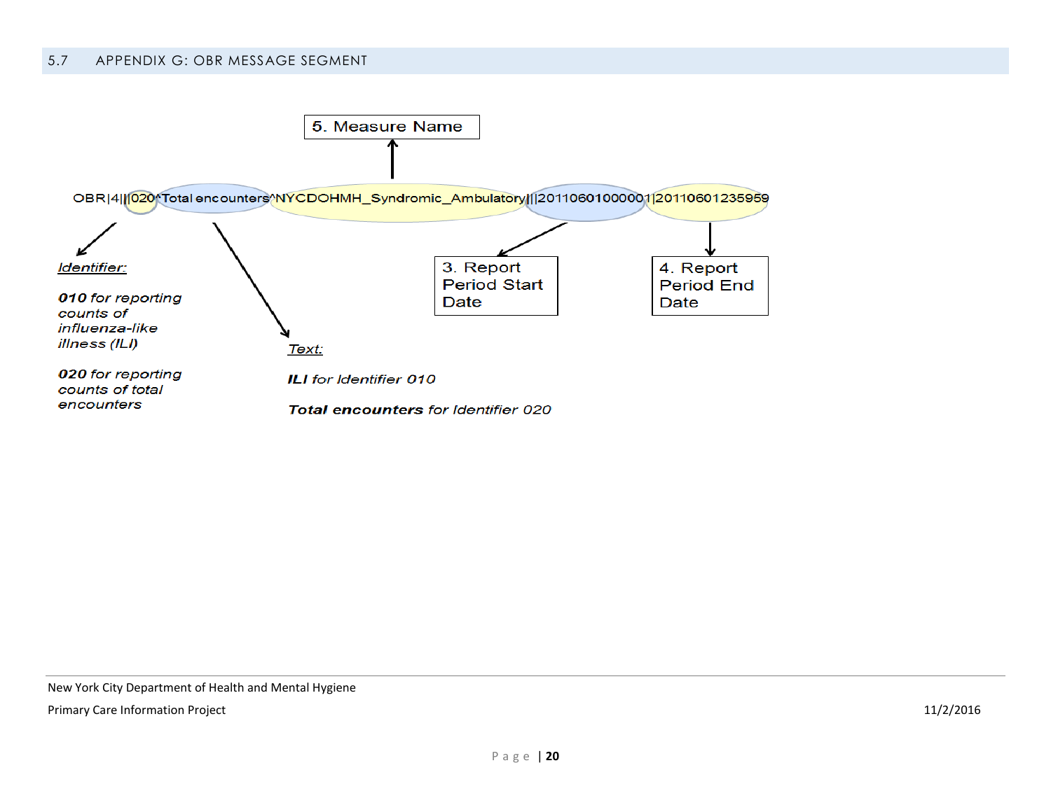## 5.7 APPENDIX G: OBR MESSAGE SEGMENT

5. Measure Name

```
OBR|4|||020^Total encounters^NYCDOHMH_Syndromic_Ambulatory|||20110601000001|20110601235959
```

*Identifier:*

***010** for reporting counts of influenza-like illness (ILI)*

***020** for reporting counts of total encounters*

*Text:*

***ILI** for Identifier 010*

***Total encounters** for Identifier 020*

3. Report Period Start Date

4. Report Period End Date

New York City Department of Health and Mental Hygiene

Primary Care Information Project 11/2/2016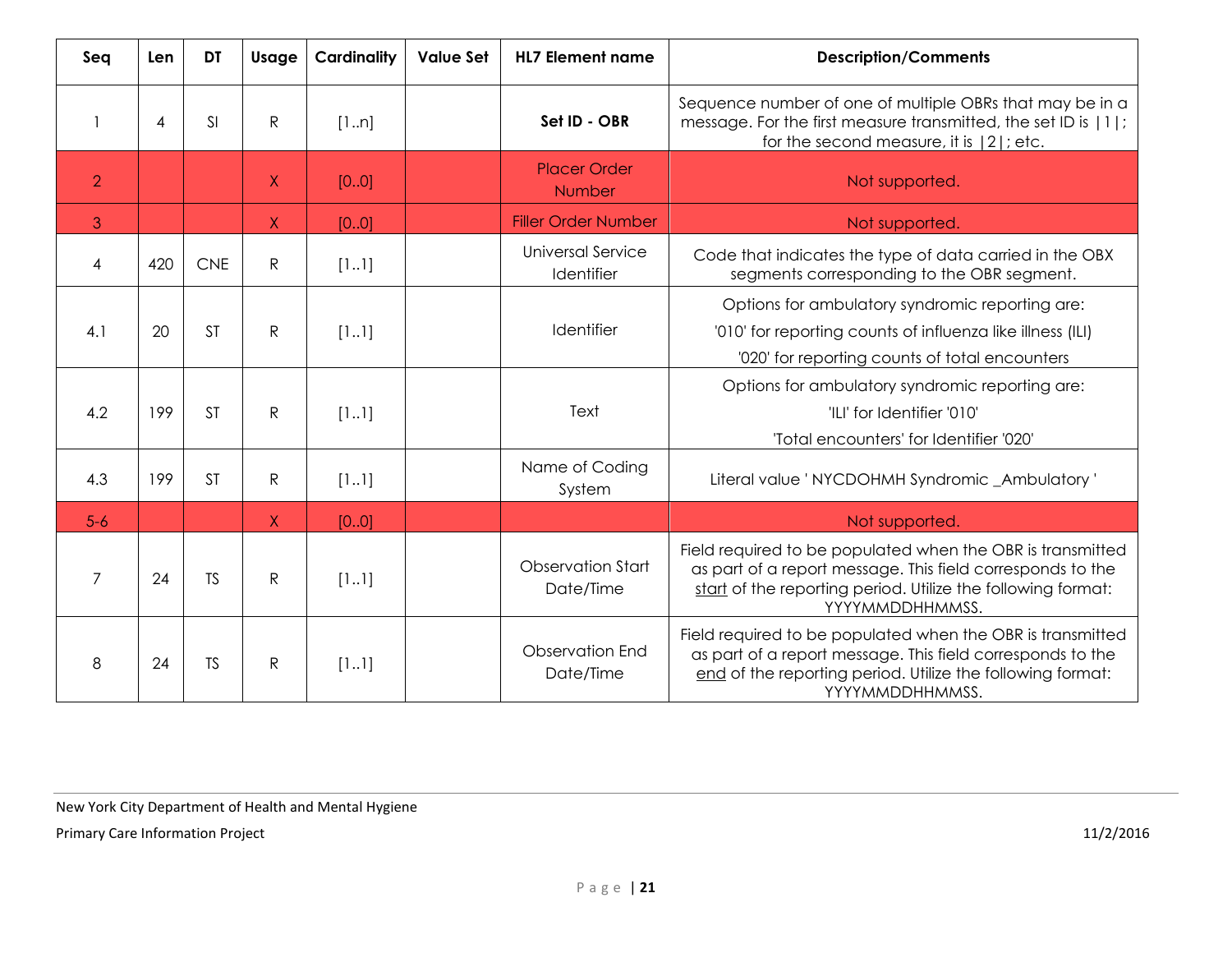| Seq | Len | DT | Usage | Cardinality | Value Set | HL7 Element name | Description/Comments |
|---|---|---|---|---|---|---|---|
| 1 | 4 | SI | R | [1..n] | | **Set ID - OBR** | Sequence number of one of multiple OBRs that may be in a message. For the first measure transmitted, the set ID is \|1\|; for the second measure, it is \|2\|; etc. |
| 2 | | | X | [0..0] | | Placer Order Number | Not supported. |
| 3 | | | X | [0..0] | | Filler Order Number | Not supported. |
| 4 | 420 | CNE | R | [1..1] | | Universal Service Identifier | Code that indicates the type of data carried in the OBX segments corresponding to the OBR segment. |
| 4.1 | 20 | ST | R | [1..1] | | Identifier | Options for ambulatory syndromic reporting are: '010' for reporting counts of influenza like illness (ILI) '020' for reporting counts of total encounters |
| 4.2 | 199 | ST | R | [1..1] | | Text | Options for ambulatory syndromic reporting are: 'ILI' for Identifier '010' 'Total encounters' for Identifier '020' |
| 4.3 | 199 | ST | R | [1..1] | | Name of Coding System | Literal value ' NYCDOHMH Syndromic _Ambulatory ' |
| 5-6 | | | X | [0..0] | | | Not supported. |
| 7 | 24 | TS | R | [1..1] | | Observation Start Date/Time | Field required to be populated when the OBR is transmitted as part of a report message. This field corresponds to the start of the reporting period. Utilize the following format: YYYYMMDDHHMMSS. |
| 8 | 24 | TS | R | [1..1] | | Observation End Date/Time | Field required to be populated when the OBR is transmitted as part of a report message. This field corresponds to the end of the reporting period. Utilize the following format: YYYYMMDDHHMMSS. |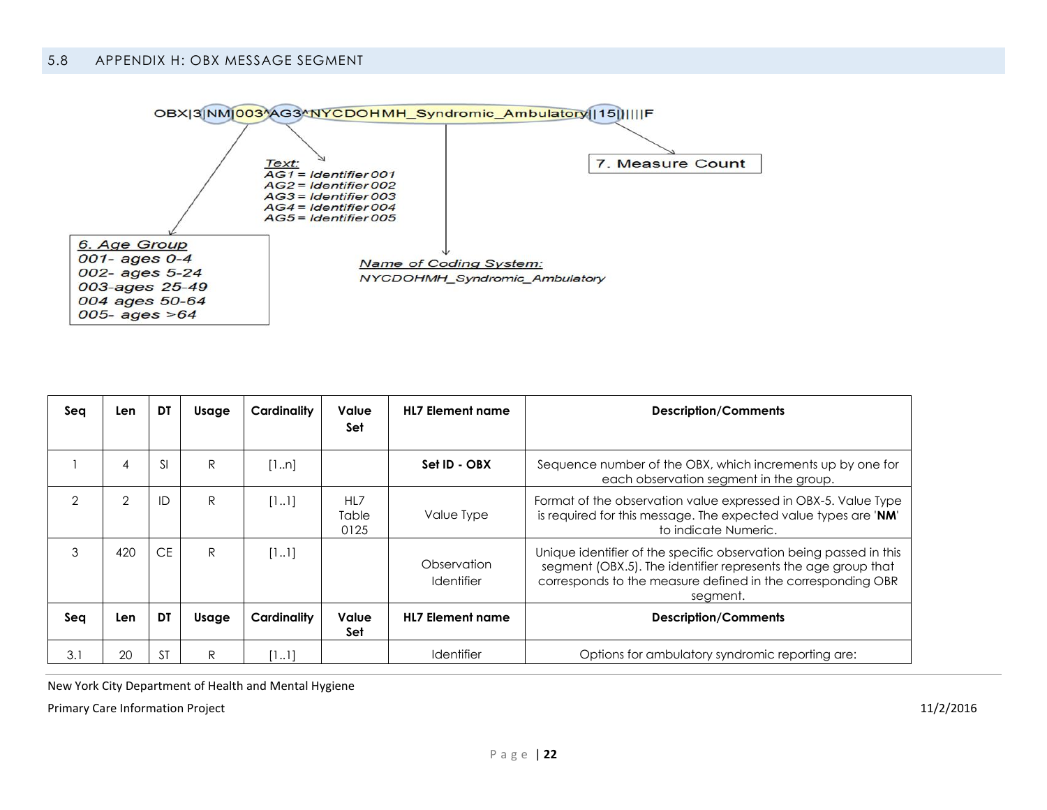## 5.8 APPENDIX H: OBX MESSAGE SEGMENT

OBX|3|NM|003^AG3^NYCDOHMH_Syndromic_Ambulatory||15|||||F

*Text:*
*AG1 = Identifier 001*
*AG2 = Identifier 002*
*AG3 = Identifier 003*
*AG4 = Identifier 004*
*AG5 = Identifier 005*

7. Measure Count

*6. Age Group*
*001- ages 0-4*
*002- ages 5-24*
*003-ages 25-49*
*004 ages 50-64*
*005- ages >64*

*Name of Coding System:*
*NYCDOHMH_Syndromic_Ambulatory*

| Seq | Len | DT | Usage | Cardinality | Value Set | HL7 Element name | Description/Comments |
|---|---|---|---|---|---|---|---|
| 1 | 4 | SI | R | [1..n] | | **Set ID - OBX** | Sequence number of the OBX, which increments up by one for each observation segment in the group. |
| 2 | 2 | ID | R | [1..1] | HL7 Table 0125 | Value Type | Format of the observation value expressed in OBX-5. Value Type is required for this message. The expected value types are '**NM**' to indicate Numeric. |
| 3 | 420 | CE | R | [1..1] | | Observation Identifier | Unique identifier of the specific observation being passed in this segment (OBX.5). The identifier represents the age group that corresponds to the measure defined in the corresponding OBR segment. |
| **Seq** | **Len** | **DT** | **Usage** | **Cardinality** | **Value Set** | **HL7 Element name** | **Description/Comments** |
| 3.1 | 20 | ST | R | [1..1] | | Identifier | Options for ambulatory syndromic reporting are: |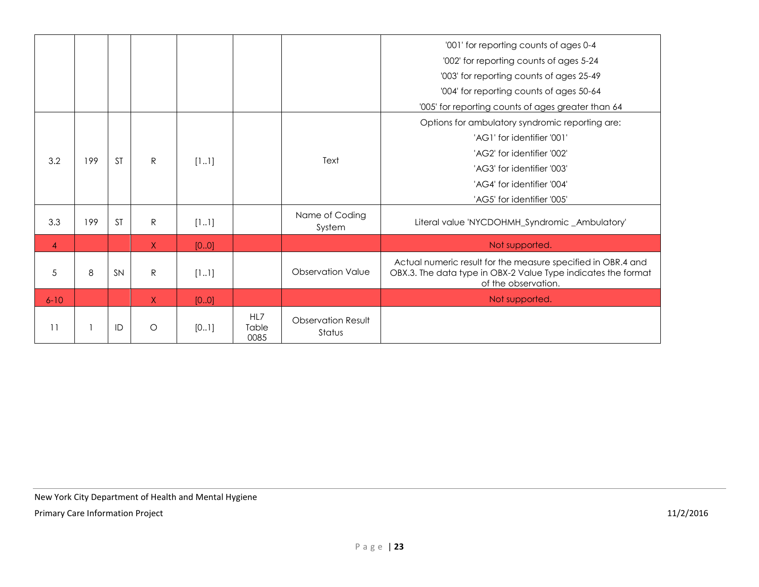| | | | | | | | |
|---|---|---|---|---|---|---|---|
| | | | | | | | '001' for reporting counts of ages 0-4<br>'002' for reporting counts of ages 5-24<br>'003' for reporting counts of ages 25-49<br>'004' for reporting counts of ages 50-64<br>'005' for reporting counts of ages greater than 64 |
| 3.2 | 199 | ST | R | [1..1] | | Text | Options for ambulatory syndromic reporting are:<br>'AG1' for identifier '001'<br>'AG2' for identifier '002'<br>'AG3' for identifier '003'<br>'AG4' for identifier '004'<br>'AG5' for identifier '005' |
| 3.3 | 199 | ST | R | [1..1] | | Name of Coding System | Literal value 'NYCDOHMH_Syndromic _Ambulatory' |
| 4 | | | X | [0..0] | | | Not supported. |
| 5 | 8 | SN | R | [1..1] | | Observation Value | Actual numeric result for the measure specified in OBR.4 and OBX.3. The data type in OBX-2 Value Type indicates the format of the observation. |
| 6-10 | | | X | [0..0] | | | Not supported. |
| 11 | 1 | ID | O | [0..1] | HL7 Table 0085 | Observation Result Status | |